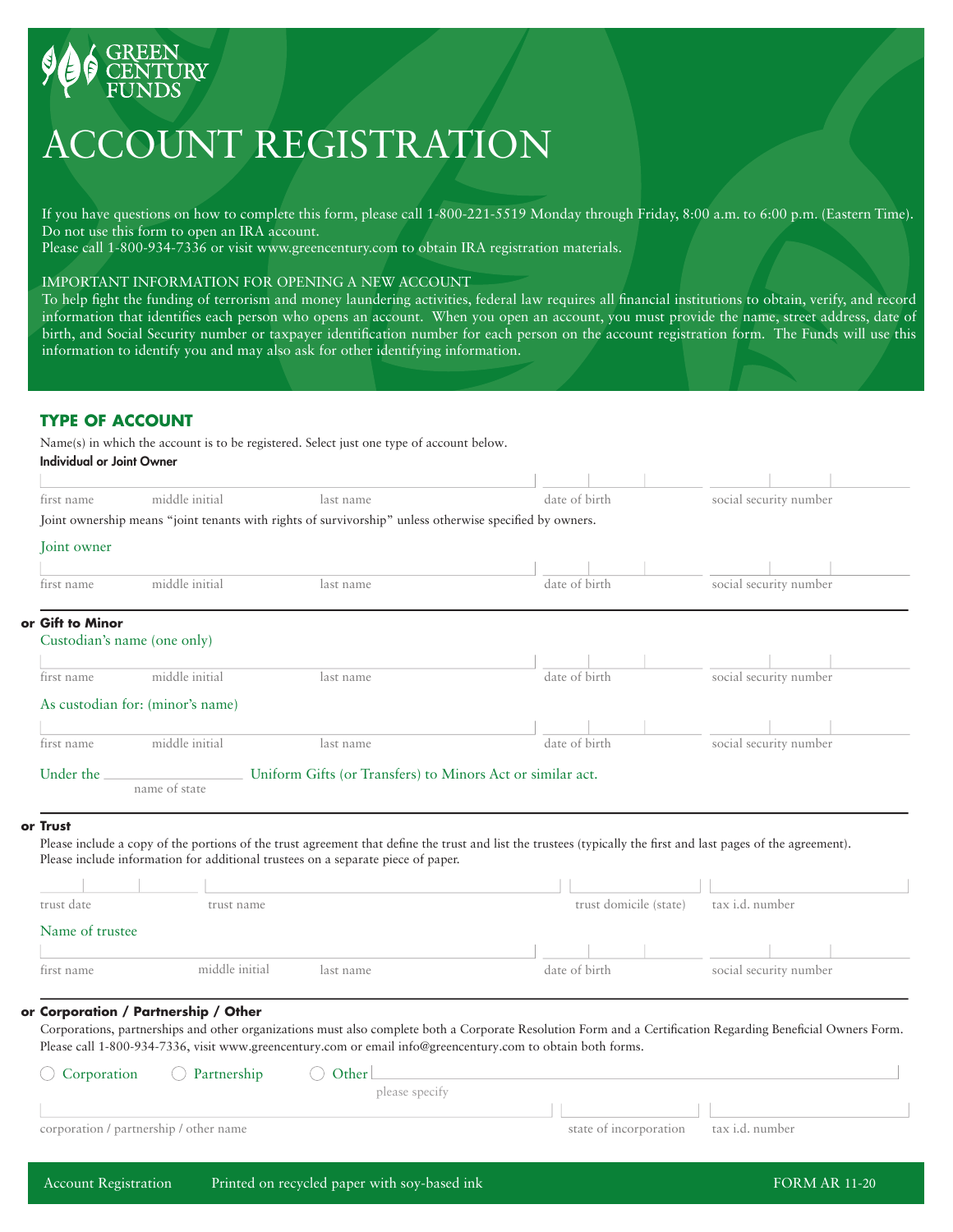GREEN CENTURY FUNDS

# ACCOUNT REGISTRATION

If you have questions on how to complete this form, please call 1-800-221-5519 Monday through Friday, 8:00 a.m. to 6:00 p.m. (Eastern Time). Do not use this form to open an IRA account.
Please call 1-800-934-7336 or visit www.greencentury.com to obtain IRA registration materials.

IMPORTANT INFORMATION FOR OPENING A NEW ACCOUNT
To help fight the funding of terrorism and money laundering activities, federal law requires all financial institutions to obtain, verify, and record information that identifies each person who opens an account. When you open an account, you must provide the name, street address, date of birth, and Social Security number or taxpayer identification number for each person on the account registration form. The Funds will use this information to identify you and may also ask for other identifying information.

## TYPE OF ACCOUNT

Name(s) in which the account is to be registered. Select just one type of account below.

**Individual or Joint Owner**

first name | middle initial | last name | date of birth | social security number

Joint ownership means "joint tenants with rights of survivorship" unless otherwise specified by owners.

Joint owner

first name | middle initial | last name | date of birth | social security number

**or Gift to Minor**

Custodian's name (one only)

first name | middle initial | last name | date of birth | social security number

As custodian for: (minor's name)

first name | middle initial | last name | date of birth | social security number

Under the ________________ Uniform Gifts (or Transfers) to Minors Act or similar act.
name of state

**or Trust**

Please include a copy of the portions of the trust agreement that define the trust and list the trustees (typically the first and last pages of the agreement). Please include information for additional trustees on a separate piece of paper.

trust date | trust name | trust domicile (state) | tax i.d. number

Name of trustee

first name | middle initial | last name | date of birth | social security number

**or Corporation / Partnership / Other**

Corporations, partnerships and other organizations must also complete both a Corporate Resolution Form and a Certification Regarding Beneficial Owners Form. Please call 1-800-934-7336, visit www.greencentury.com or email info@greencentury.com to obtain both forms.

◯ Corporation ◯ Partnership ◯ Other ________________
please specify

corporation / partnership / other name | state of incorporation | tax i.d. number

Account Registration Printed on recycled paper with soy-based ink FORM AR 11-20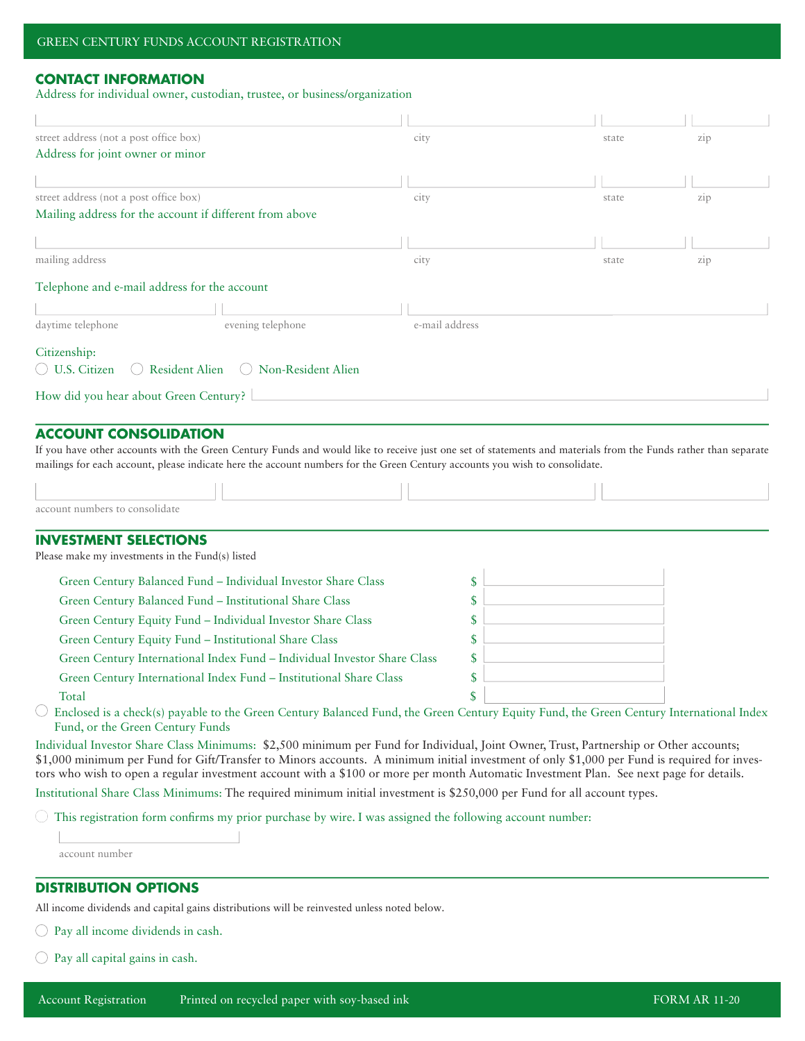GREEN CENTURY FUNDS ACCOUNT REGISTRATION

## CONTACT INFORMATION

Address for individual owner, custodian, trustee, or business/organization

| street address (not a post office box) | city | state | zip |
|---|---|---|---|
| | | | |

Address for joint owner or minor

| street address (not a post office box) | city | state | zip |
|---|---|---|---|
| | | | |

Mailing address for the account if different from above

| mailing address | city | state | zip |
|---|---|---|---|
| | | | |

Telephone and e-mail address for the account

| daytime telephone | evening telephone | e-mail address |
|---|---|---|
| | | |

Citizenship:

◯ U.S. Citizen ◯ Resident Alien ◯ Non-Resident Alien

How did you hear about Green Century? ____________________

## ACCOUNT CONSOLIDATION

If you have other accounts with the Green Century Funds and would like to receive just one set of statements and materials from the Funds rather than separate mailings for each account, please indicate here the account numbers for the Green Century accounts you wish to consolidate.

account numbers to consolidate

## INVESTMENT SELECTIONS

Please make my investments in the Fund(s) listed

| Fund | Amount |
|---|---|
| Green Century Balanced Fund – Individual Investor Share Class | $ |
| Green Century Balanced Fund – Institutional Share Class | $ |
| Green Century Equity Fund – Individual Investor Share Class | $ |
| Green Century Equity Fund – Institutional Share Class | $ |
| Green Century International Index Fund – Individual Investor Share Class | $ |
| Green Century International Index Fund – Institutional Share Class | $ |
| Total | $ |

◯ Enclosed is a check(s) payable to the Green Century Balanced Fund, the Green Century Equity Fund, the Green Century International Index Fund, or the Green Century Funds

Individual Investor Share Class Minimums: $2,500 minimum per Fund for Individual, Joint Owner, Trust, Partnership or Other accounts; $1,000 minimum per Fund for Gift/Transfer to Minors accounts. A minimum initial investment of only $1,000 per Fund is required for investors who wish to open a regular investment account with a $100 or more per month Automatic Investment Plan. See next page for details.

Institutional Share Class Minimums: The required minimum initial investment is $250,000 per Fund for all account types.

◯ This registration form confirms my prior purchase by wire. I was assigned the following account number:

account number

## DISTRIBUTION OPTIONS

All income dividends and capital gains distributions will be reinvested unless noted below.

◯ Pay all income dividends in cash.

◯ Pay all capital gains in cash.

Account Registration Printed on recycled paper with soy-based ink FORM AR 11-20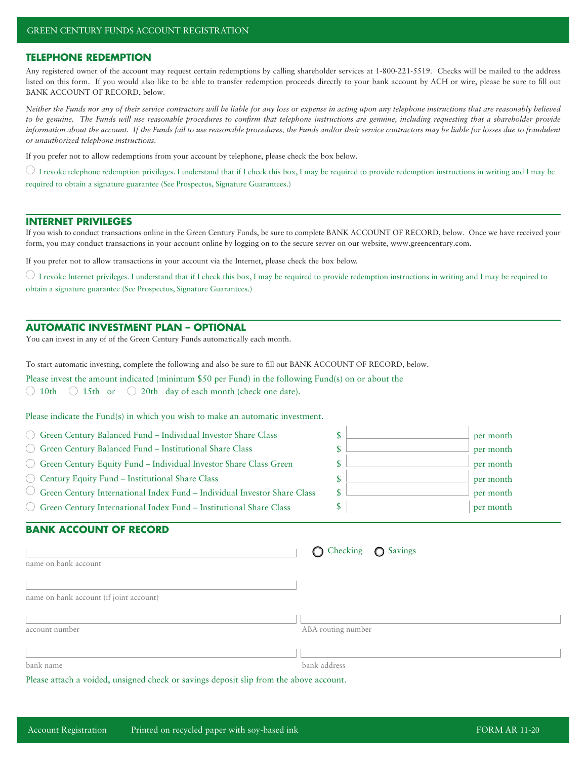GREEN CENTURY FUNDS ACCOUNT REGISTRATION

## TELEPHONE REDEMPTION

Any registered owner of the account may request certain redemptions by calling shareholder services at 1-800-221-5519. Checks will be mailed to the address listed on this form. If you would also like to be able to transfer redemption proceeds directly to your bank account by ACH or wire, please be sure to fill out BANK ACCOUNT OF RECORD, below.

*Neither the Funds nor any of their service contractors will be liable for any loss or expense in acting upon any telephone instructions that are reasonably believed to be genuine. The Funds will use reasonable procedures to confirm that telephone instructions are genuine, including requesting that a shareholder provide information about the account. If the Funds fail to use reasonable procedures, the Funds and/or their service contractors may be liable for losses due to fraudulent or unauthorized telephone instructions.*

If you prefer not to allow redemptions from your account by telephone, please check the box below.

○ I revoke telephone redemption privileges. I understand that if I check this box, I may be required to provide redemption instructions in writing and I may be required to obtain a signature guarantee (See Prospectus, Signature Guarantees.)

## INTERNET PRIVILEGES

If you wish to conduct transactions online in the Green Century Funds, be sure to complete BANK ACCOUNT OF RECORD, below. Once we have received your form, you may conduct transactions in your account online by logging on to the secure server on our website, www.greencentury.com.

If you prefer not to allow transactions in your account via the Internet, please check the box below.

○ I revoke Internet privileges. I understand that if I check this box, I may be required to provide redemption instructions in writing and I may be required to obtain a signature guarantee (See Prospectus, Signature Guarantees.)

## AUTOMATIC INVESTMENT PLAN – OPTIONAL

You can invest in any of of the Green Century Funds automatically each month.

To start automatic investing, complete the following and also be sure to fill out BANK ACCOUNT OF RECORD, below.

Please invest the amount indicated (minimum $50 per Fund) in the following Fund(s) on or about the

○ 10th ○ 15th or ○ 20th day of each month (check one date).

Please indicate the Fund(s) in which you wish to make an automatic investment.

- ○ Green Century Balanced Fund – Individual Investor Share Class $ ________ per month
- ○ Green Century Balanced Fund – Institutional Share Class $ ________ per month
- ○ Green Century Equity Fund – Individual Investor Share Class Green $ ________ per month
- ○ Century Equity Fund – Institutional Share Class $ ________ per month
- ○ Green Century International Index Fund – Individual Investor Share Class $ ________ per month
- ○ Green Century International Index Fund – Institutional Share Class $ ________ per month

## BANK ACCOUNT OF RECORD

________________________ ○ Checking ○ Savings
name on bank account

________________________
name on bank account (if joint account)

________________________ ________________________
account number ABA routing number

________________________ ________________________
bank name bank address

Please attach a voided, unsigned check or savings deposit slip from the above account.

Account Registration Printed on recycled paper with soy-based ink FORM AR 11-20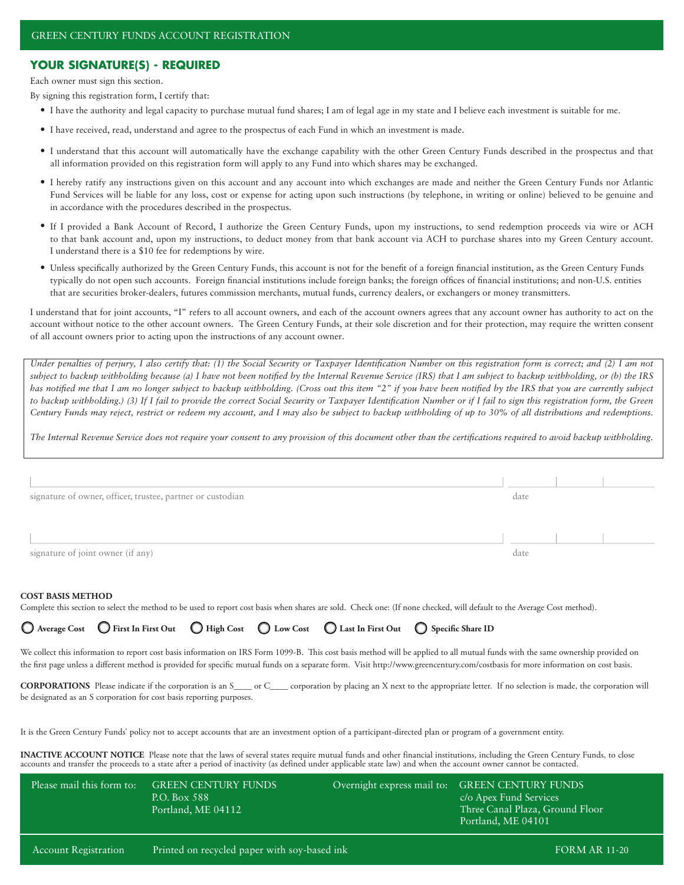GREEN CENTURY FUNDS ACCOUNT REGISTRATION

## YOUR SIGNATURE(S) - REQUIRED

Each owner must sign this section.

By signing this registration form, I certify that:

- I have the authority and legal capacity to purchase mutual fund shares; I am of legal age in my state and I believe each investment is suitable for me.
- I have received, read, understand and agree to the prospectus of each Fund in which an investment is made.
- I understand that this account will automatically have the exchange capability with the other Green Century Funds described in the prospectus and that all information provided on this registration form will apply to any Fund into which shares may be exchanged.
- I hereby ratify any instructions given on this account and any account into which exchanges are made and neither the Green Century Funds nor Atlantic Fund Services will be liable for any loss, cost or expense for acting upon such instructions (by telephone, in writing or online) believed to be genuine and in accordance with the procedures described in the prospectus.
- If I provided a Bank Account of Record, I authorize the Green Century Funds, upon my instructions, to send redemption proceeds via wire or ACH to that bank account and, upon my instructions, to deduct money from that bank account via ACH to purchase shares into my Green Century account. I understand there is a $10 fee for redemptions by wire.
- Unless specifically authorized by the Green Century Funds, this account is not for the benefit of a foreign financial institution, as the Green Century Funds typically do not open such accounts. Foreign financial institutions include foreign banks; the foreign offices of financial institutions; and non-U.S. entities that are securities broker-dealers, futures commission merchants, mutual funds, currency dealers, or exchangers or money transmitters.

I understand that for joint accounts, "I" refers to all account owners, and each of the account owners agrees that any account owner has authority to act on the account without notice to the other account owners. The Green Century Funds, at their sole discretion and for their protection, may require the written consent of all account owners prior to acting upon the instructions of any account owner.

*Under penalties of perjury, I also certify that: (1) the Social Security or Taxpayer Identification Number on this registration form is correct; and (2) I am not subject to backup withholding because (a) I have not been notified by the Internal Revenue Service (IRS) that I am subject to backup withholding, or (b) the IRS has notified me that I am no longer subject to backup withholding. (Cross out this item "2" if you have been notified by the IRS that you are currently subject to backup withholding.) (3) If I fail to provide the correct Social Security or Taxpayer Identification Number or if I fail to sign this registration form, the Green Century Funds may reject, restrict or redeem my account, and I may also be subject to backup withholding of up to 30% of all distributions and redemptions.*

*The Internal Revenue Service does not require your consent to any provision of this document other than the certifications required to avoid backup withholding.*

signature of owner, officer, trustee, partner or custodian | date

signature of joint owner (if any) | date

**COST BASIS METHOD**

Complete this section to select the method to be used to report cost basis when shares are sold. Check one: (If none checked, will default to the Average Cost method).

○ **Average Cost** ○ **First In First Out** ○ **High Cost** ○ **Low Cost** ○ **Last In First Out** ○ **Specific Share ID**

We collect this information to report cost basis information on IRS Form 1099-B. This cost basis method will be applied to all mutual funds with the same ownership provided on the first page unless a different method is provided for specific mutual funds on a separate form. Visit http://www.greencentury.com/costbasis for more information on cost basis.

**CORPORATIONS** Please indicate if the corporation is an S____ or C____ corporation by placing an X next to the appropriate letter. If no selection is made, the corporation will be designated as an S corporation for cost basis reporting purposes.

It is the Green Century Funds' policy not to accept accounts that are an investment option of a participant-directed plan or program of a government entity.

**INACTIVE ACCOUNT NOTICE** Please note that the laws of several states require mutual funds and other financial institutions, including the Green Century Funds, to close accounts and transfer the proceeds to a state after a period of inactivity (as defined under applicable state law) and when the account owner cannot be contacted.

Please mail this form to:
GREEN CENTURY FUNDS
P.O. Box 588
Portland, ME 04112

Overnight express mail to:
GREEN CENTURY FUNDS
c/o Apex Fund Services
Three Canal Plaza, Ground Floor
Portland, ME 04101

Account Registration — Printed on recycled paper with soy-based ink — FORM AR 11-20